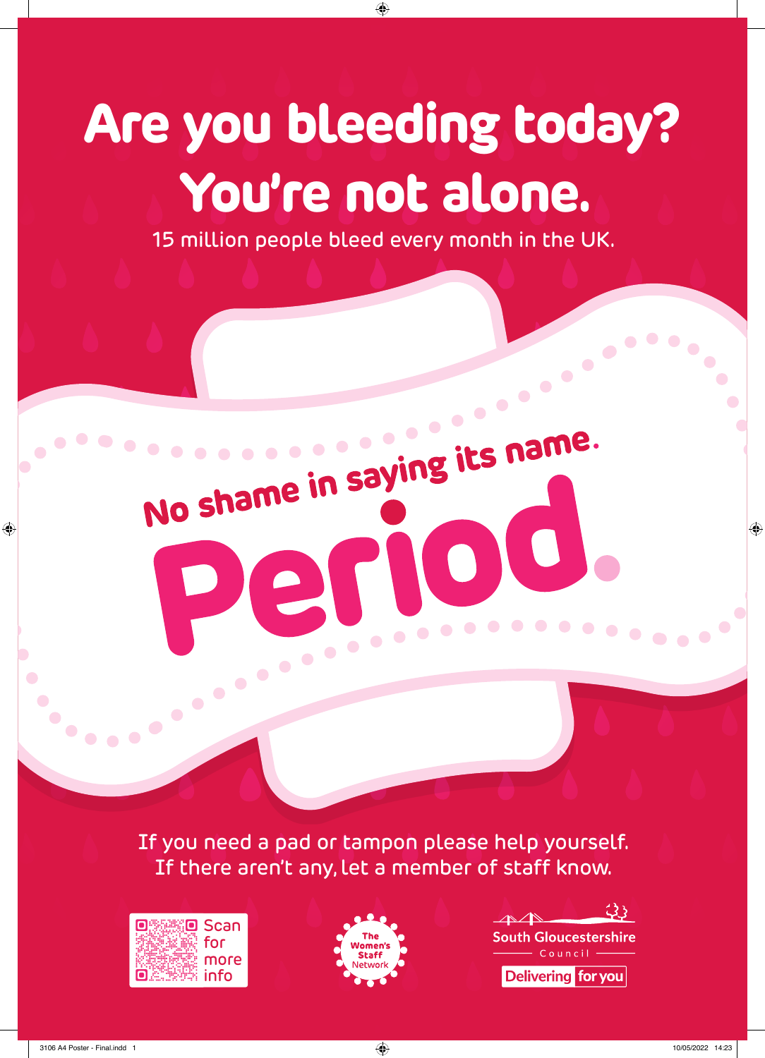# Are you bleeding today? You're not alone.

15 million people bleed every month in the UK.

No shame in saying its name.

**Period.**

If you need a pad or tampon please help yourself.
If there aren't any, let a member of staff know.

Scan for more info

The Women's Staff Network

South Gloucestershire Council

Delivering for you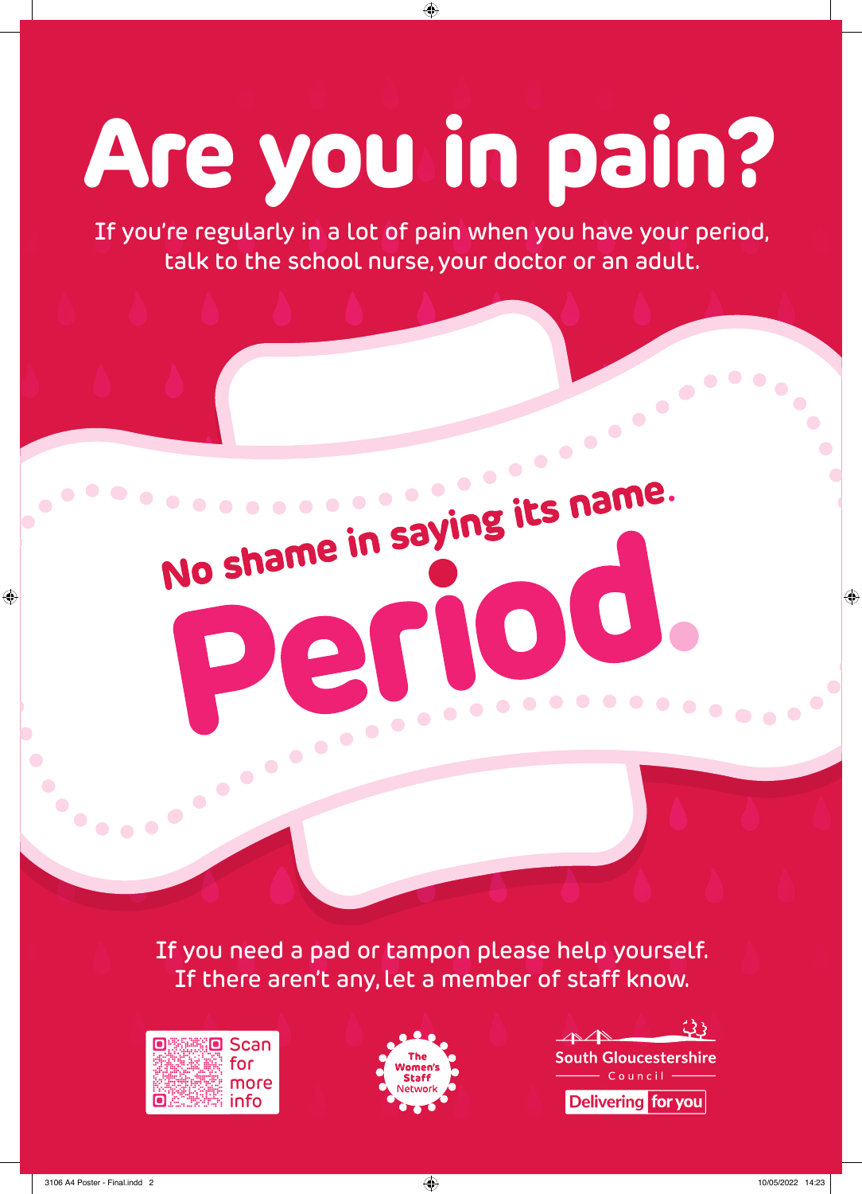# Are you in pain?

If you're regularly in a lot of pain when you have your period, talk to the school nurse, your doctor or an adult.

**No shame in saying its name.**

# Period.

If you need a pad or tampon please help yourself.
If there aren't any, let a member of staff know.

Scan for more info

The Women's Staff Network

South Gloucestershire Council

Delivering for you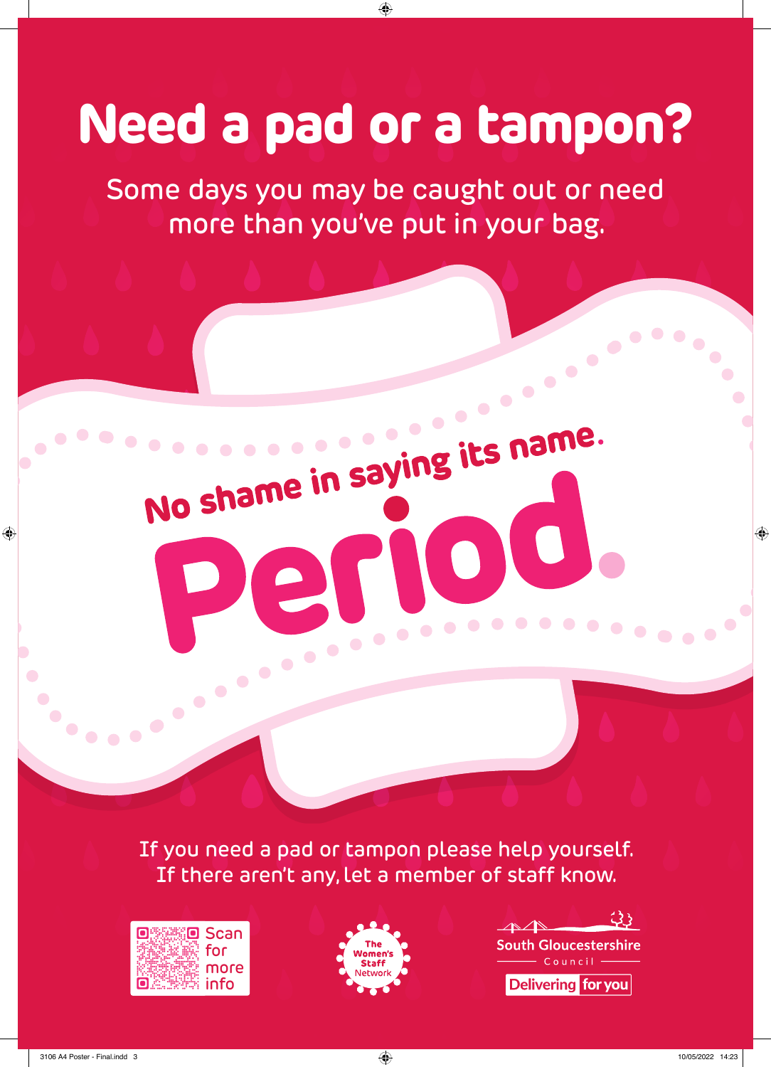# Need a pad or a tampon?

Some days you may be caught out or need more than you've put in your bag.

No shame in saying its name.

**Period.**

If you need a pad or tampon please help yourself. If there aren't any, let a member of staff know.

Scan for more info

The Women's Staff Network

South Gloucestershire Council

Delivering for you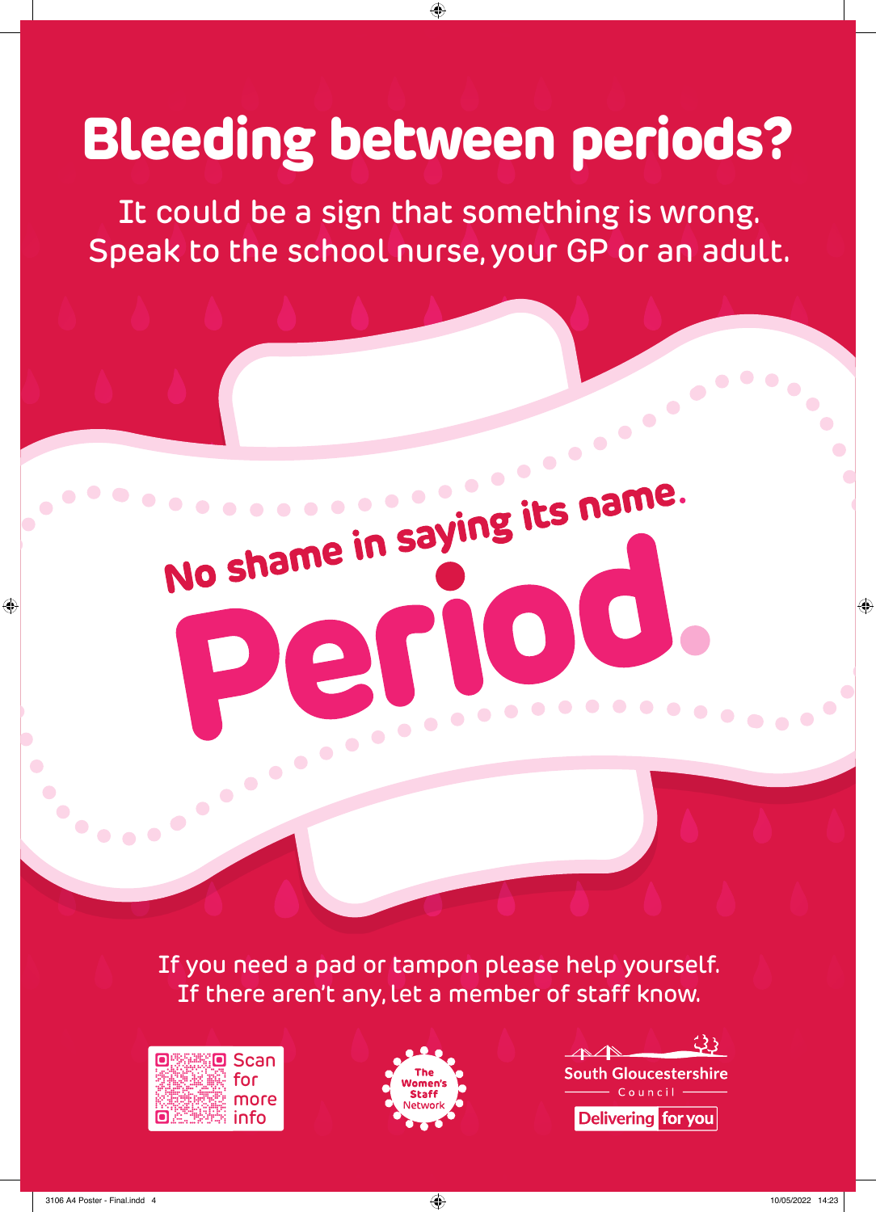# Bleeding between periods?

It could be a sign that something is wrong.
Speak to the school nurse, your GP or an adult.

**No shame in saying its name.**

**Period.**

If you need a pad or tampon please help yourself.
If there aren't any, let a member of staff know.

Scan for more info

The Women's Staff Network

South Gloucestershire Council

Delivering for you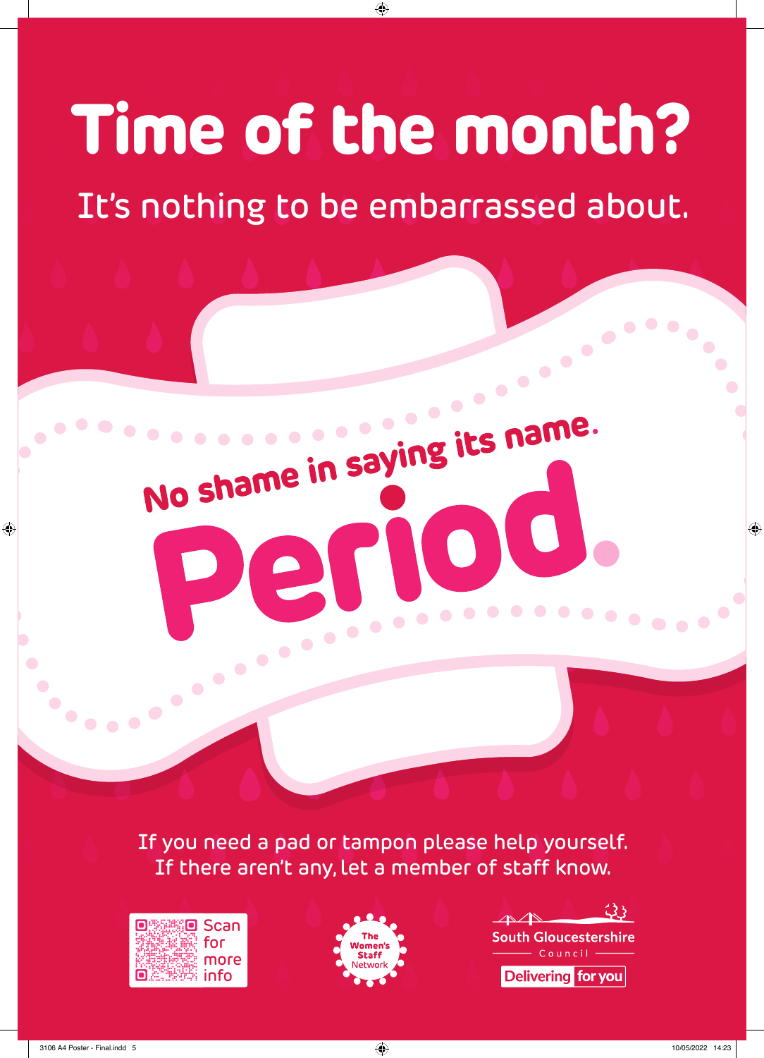# Time of the month?

## It's nothing to be embarrassed about.

No shame in saying its name.

**Period.**

If you need a pad or tampon please help yourself.
If there aren't any, let a member of staff know.

Scan for more info

The Women's Staff Network

South Gloucestershire Council

Delivering for you